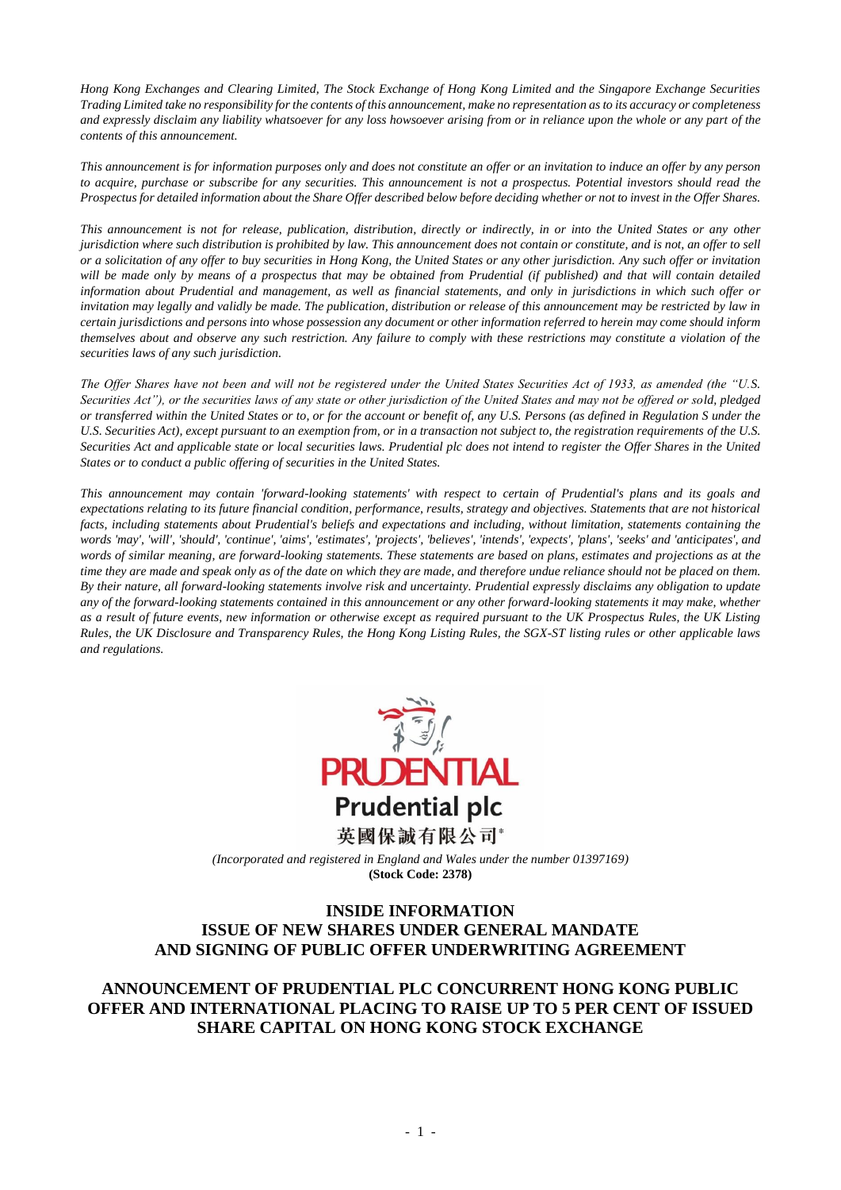*Hong Kong Exchanges and Clearing Limited, The Stock Exchange of Hong Kong Limited and the Singapore Exchange Securities Trading Limited take no responsibility for the contents of this announcement, make no representation as to its accuracy or completeness and expressly disclaim any liability whatsoever for any loss howsoever arising from or in reliance upon the whole or any part of the contents of this announcement.*

*This announcement is for information purposes only and does not constitute an offer or an invitation to induce an offer by any person to acquire, purchase or subscribe for any securities. This announcement is not a prospectus. Potential investors should read the Prospectus for detailed information about the Share Offer described below before deciding whether or not to invest in the Offer Shares.*

*This announcement is not for release, publication, distribution, directly or indirectly, in or into the United States or any other jurisdiction where such distribution is prohibited by law. This announcement does not contain or constitute, and is not, an offer to sell or a solicitation of any offer to buy securities in Hong Kong, the United States or any other jurisdiction. Any such offer or invitation will be made only by means of a prospectus that may be obtained from Prudential (if published) and that will contain detailed information about Prudential and management, as well as financial statements, and only in jurisdictions in which such offer or invitation may legally and validly be made. The publication, distribution or release of this announcement may be restricted by law in certain jurisdictions and persons into whose possession any document or other information referred to herein may come should inform themselves about and observe any such restriction. Any failure to comply with these restrictions may constitute a violation of the securities laws of any such jurisdiction.*

*The Offer Shares have not been and will not be registered under the United States Securities Act of 1933, as amended (the "U.S. Securities Act"), or the securities laws of any state or other jurisdiction of the United States and may not be offered or sold, pledged or transferred within the United States or to, or for the account or benefit of, any U.S. Persons (as defined in Regulation S under the U.S. Securities Act), except pursuant to an exemption from, or in a transaction not subject to, the registration requirements of the U.S. Securities Act and applicable state or local securities laws. Prudential plc does not intend to register the Offer Shares in the United States or to conduct a public offering of securities in the United States.*

*This announcement may contain 'forward-looking statements' with respect to certain of Prudential's plans and its goals and expectations relating to its future financial condition, performance, results, strategy and objectives. Statements that are not historical facts, including statements about Prudential's beliefs and expectations and including, without limitation, statements containing the words 'may', 'will', 'should', 'continue', 'aims', 'estimates', 'projects', 'believes', 'intends', 'expects', 'plans', 'seeks' and 'anticipates', and words of similar meaning, are forward-looking statements. These statements are based on plans, estimates and projections as at the time they are made and speak only as of the date on which they are made, and therefore undue reliance should not be placed on them. By their nature, all forward-looking statements involve risk and uncertainty. Prudential expressly disclaims any obligation to update any of the forward-looking statements contained in this announcement or any other forward-looking statements it may make, whether as a result of future events, new information or otherwise except as required pursuant to the UK Prospectus Rules, the UK Listing Rules, the UK Disclosure and Transparency Rules, the Hong Kong Listing Rules, the SGX-ST listing rules or other applicable laws and regulations.*

**PRUDENTIAL**

**Prudential plc**

**英國保誠有限公司***

*(Incorporated and registered in England and Wales under the number 01397169)*

**(Stock Code: 2378)**

# INSIDE INFORMATION ISSUE OF NEW SHARES UNDER GENERAL MANDATE AND SIGNING OF PUBLIC OFFER UNDERWRITING AGREEMENT

# ANNOUNCEMENT OF PRUDENTIAL PLC CONCURRENT HONG KONG PUBLIC OFFER AND INTERNATIONAL PLACING TO RAISE UP TO 5 PER CENT OF ISSUED SHARE CAPITAL ON HONG KONG STOCK EXCHANGE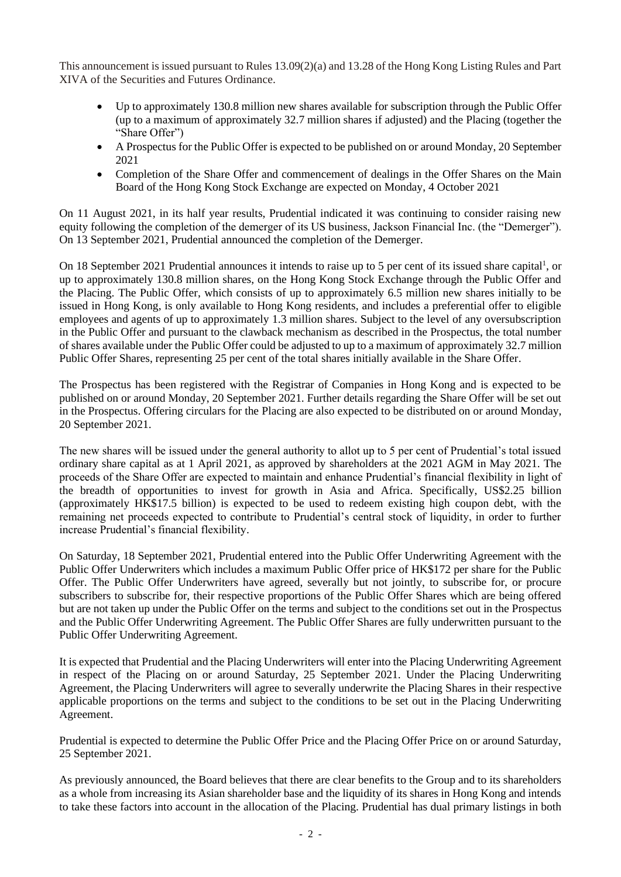This announcement is issued pursuant to Rules 13.09(2)(a) and 13.28 of the Hong Kong Listing Rules and Part XIVA of the Securities and Futures Ordinance.

- Up to approximately 130.8 million new shares available for subscription through the Public Offer (up to a maximum of approximately 32.7 million shares if adjusted) and the Placing (together the "Share Offer")
- A Prospectus for the Public Offer is expected to be published on or around Monday, 20 September 2021
- Completion of the Share Offer and commencement of dealings in the Offer Shares on the Main Board of the Hong Kong Stock Exchange are expected on Monday, 4 October 2021

On 11 August 2021, in its half year results, Prudential indicated it was continuing to consider raising new equity following the completion of the demerger of its US business, Jackson Financial Inc. (the "Demerger"). On 13 September 2021, Prudential announced the completion of the Demerger.

On 18 September 2021 Prudential announces it intends to raise up to 5 per cent of its issued share capital[1], or up to approximately 130.8 million shares, on the Hong Kong Stock Exchange through the Public Offer and the Placing. The Public Offer, which consists of up to approximately 6.5 million new shares initially to be issued in Hong Kong, is only available to Hong Kong residents, and includes a preferential offer to eligible employees and agents of up to approximately 1.3 million shares. Subject to the level of any oversubscription in the Public Offer and pursuant to the clawback mechanism as described in the Prospectus, the total number of shares available under the Public Offer could be adjusted to up to a maximum of approximately 32.7 million Public Offer Shares, representing 25 per cent of the total shares initially available in the Share Offer.

The Prospectus has been registered with the Registrar of Companies in Hong Kong and is expected to be published on or around Monday, 20 September 2021. Further details regarding the Share Offer will be set out in the Prospectus. Offering circulars for the Placing are also expected to be distributed on or around Monday, 20 September 2021.

The new shares will be issued under the general authority to allot up to 5 per cent of Prudential's total issued ordinary share capital as at 1 April 2021, as approved by shareholders at the 2021 AGM in May 2021. The proceeds of the Share Offer are expected to maintain and enhance Prudential's financial flexibility in light of the breadth of opportunities to invest for growth in Asia and Africa. Specifically, US$2.25 billion (approximately HK$17.5 billion) is expected to be used to redeem existing high coupon debt, with the remaining net proceeds expected to contribute to Prudential's central stock of liquidity, in order to further increase Prudential's financial flexibility.

On Saturday, 18 September 2021, Prudential entered into the Public Offer Underwriting Agreement with the Public Offer Underwriters which includes a maximum Public Offer price of HK$172 per share for the Public Offer. The Public Offer Underwriters have agreed, severally but not jointly, to subscribe for, or procure subscribers to subscribe for, their respective proportions of the Public Offer Shares which are being offered but are not taken up under the Public Offer on the terms and subject to the conditions set out in the Prospectus and the Public Offer Underwriting Agreement. The Public Offer Shares are fully underwritten pursuant to the Public Offer Underwriting Agreement.

It is expected that Prudential and the Placing Underwriters will enter into the Placing Underwriting Agreement in respect of the Placing on or around Saturday, 25 September 2021. Under the Placing Underwriting Agreement, the Placing Underwriters will agree to severally underwrite the Placing Shares in their respective applicable proportions on the terms and subject to the conditions to be set out in the Placing Underwriting Agreement.

Prudential is expected to determine the Public Offer Price and the Placing Offer Price on or around Saturday, 25 September 2021.

As previously announced, the Board believes that there are clear benefits to the Group and to its shareholders as a whole from increasing its Asian shareholder base and the liquidity of its shares in Hong Kong and intends to take these factors into account in the allocation of the Placing. Prudential has dual primary listings in both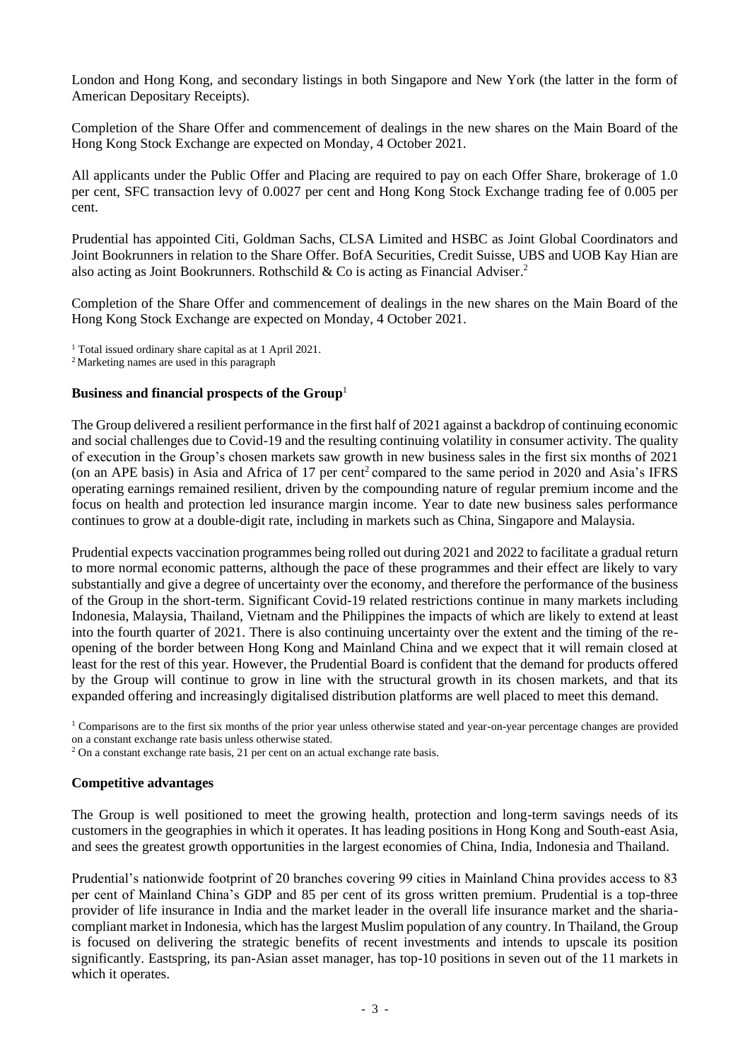London and Hong Kong, and secondary listings in both Singapore and New York (the latter in the form of American Depositary Receipts).

Completion of the Share Offer and commencement of dealings in the new shares on the Main Board of the Hong Kong Stock Exchange are expected on Monday, 4 October 2021.

All applicants under the Public Offer and Placing are required to pay on each Offer Share, brokerage of 1.0 per cent, SFC transaction levy of 0.0027 per cent and Hong Kong Stock Exchange trading fee of 0.005 per cent.

Prudential has appointed Citi, Goldman Sachs, CLSA Limited and HSBC as Joint Global Coordinators and Joint Bookrunners in relation to the Share Offer. BofA Securities, Credit Suisse, UBS and UOB Kay Hian are also acting as Joint Bookrunners. Rothschild & Co is acting as Financial Adviser.[2]

Completion of the Share Offer and commencement of dealings in the new shares on the Main Board of the Hong Kong Stock Exchange are expected on Monday, 4 October 2021.

[1] Total issued ordinary share capital as at 1 April 2021.
[2] Marketing names are used in this paragraph

**Business and financial prospects of the Group**[1]

The Group delivered a resilient performance in the first half of 2021 against a backdrop of continuing economic and social challenges due to Covid-19 and the resulting continuing volatility in consumer activity. The quality of execution in the Group's chosen markets saw growth in new business sales in the first six months of 2021 (on an APE basis) in Asia and Africa of 17 per cent[2] compared to the same period in 2020 and Asia's IFRS operating earnings remained resilient, driven by the compounding nature of regular premium income and the focus on health and protection led insurance margin income. Year to date new business sales performance continues to grow at a double-digit rate, including in markets such as China, Singapore and Malaysia.

Prudential expects vaccination programmes being rolled out during 2021 and 2022 to facilitate a gradual return to more normal economic patterns, although the pace of these programmes and their effect are likely to vary substantially and give a degree of uncertainty over the economy, and therefore the performance of the business of the Group in the short-term. Significant Covid-19 related restrictions continue in many markets including Indonesia, Malaysia, Thailand, Vietnam and the Philippines the impacts of which are likely to extend at least into the fourth quarter of 2021. There is also continuing uncertainty over the extent and the timing of the re-opening of the border between Hong Kong and Mainland China and we expect that it will remain closed at least for the rest of this year. However, the Prudential Board is confident that the demand for products offered by the Group will continue to grow in line with the structural growth in its chosen markets, and that its expanded offering and increasingly digitalised distribution platforms are well placed to meet this demand.

[1] Comparisons are to the first six months of the prior year unless otherwise stated and year-on-year percentage changes are provided on a constant exchange rate basis unless otherwise stated.
[2] On a constant exchange rate basis, 21 per cent on an actual exchange rate basis.

**Competitive advantages**

The Group is well positioned to meet the growing health, protection and long-term savings needs of its customers in the geographies in which it operates. It has leading positions in Hong Kong and South-east Asia, and sees the greatest growth opportunities in the largest economies of China, India, Indonesia and Thailand.

Prudential's nationwide footprint of 20 branches covering 99 cities in Mainland China provides access to 83 per cent of Mainland China's GDP and 85 per cent of its gross written premium. Prudential is a top-three provider of life insurance in India and the market leader in the overall life insurance market and the sharia-compliant market in Indonesia, which has the largest Muslim population of any country. In Thailand, the Group is focused on delivering the strategic benefits of recent investments and intends to upscale its position significantly. Eastspring, its pan-Asian asset manager, has top-10 positions in seven out of the 11 markets in which it operates.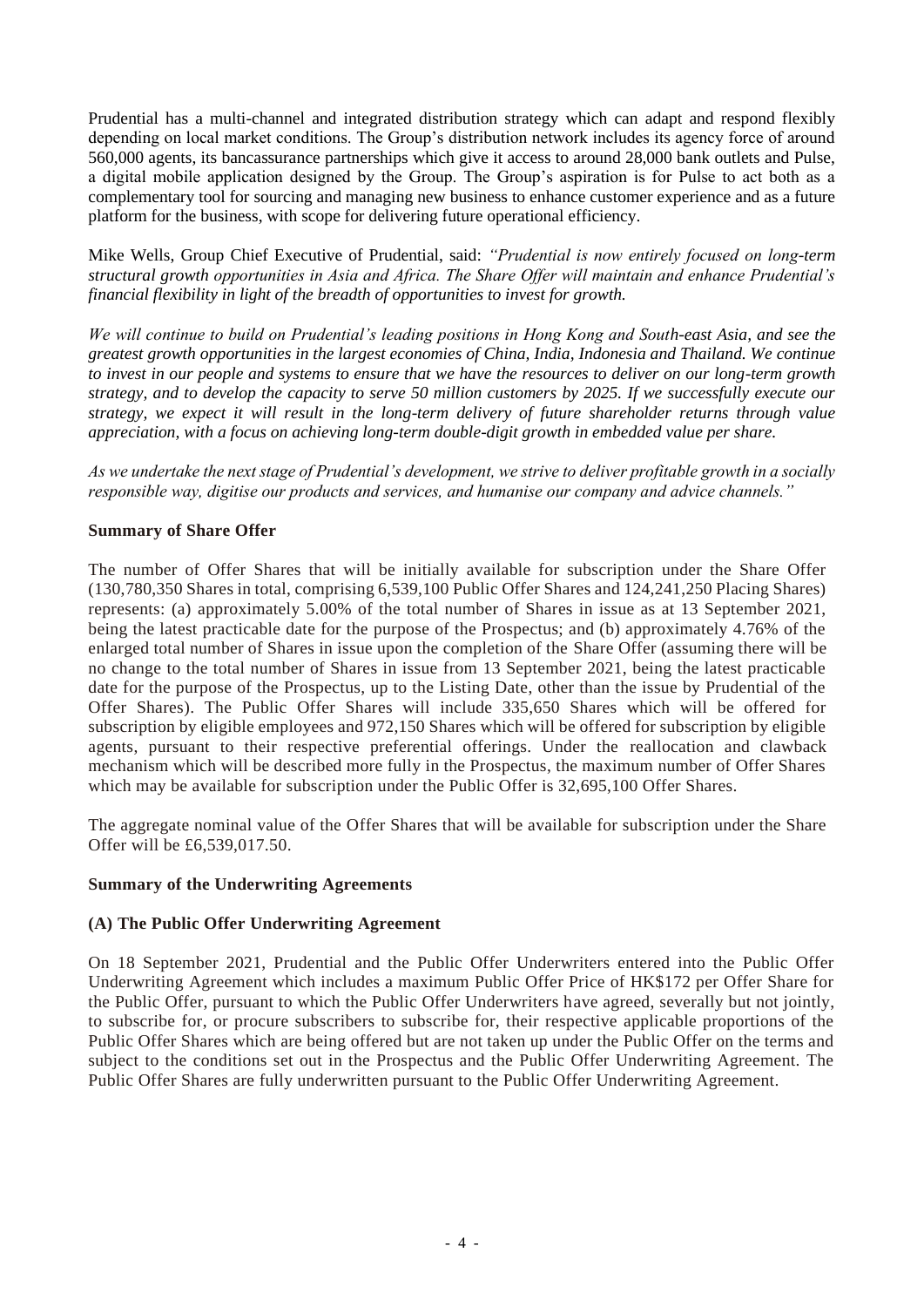Prudential has a multi-channel and integrated distribution strategy which can adapt and respond flexibly depending on local market conditions. The Group's distribution network includes its agency force of around 560,000 agents, its bancassurance partnerships which give it access to around 28,000 bank outlets and Pulse, a digital mobile application designed by the Group. The Group's aspiration is for Pulse to act both as a complementary tool for sourcing and managing new business to enhance customer experience and as a future platform for the business, with scope for delivering future operational efficiency.

Mike Wells, Group Chief Executive of Prudential, said: *"Prudential is now entirely focused on long-term structural growth opportunities in Asia and Africa. The Share Offer will maintain and enhance Prudential's financial flexibility in light of the breadth of opportunities to invest for growth.*

*We will continue to build on Prudential's leading positions in Hong Kong and South-east Asia, and see the greatest growth opportunities in the largest economies of China, India, Indonesia and Thailand. We continue to invest in our people and systems to ensure that we have the resources to deliver on our long-term growth strategy, and to develop the capacity to serve 50 million customers by 2025. If we successfully execute our strategy, we expect it will result in the long-term delivery of future shareholder returns through value appreciation, with a focus on achieving long-term double-digit growth in embedded value per share.*

*As we undertake the next stage of Prudential's development, we strive to deliver profitable growth in a socially responsible way, digitise our products and services, and humanise our company and advice channels."*

**Summary of Share Offer**

The number of Offer Shares that will be initially available for subscription under the Share Offer (130,780,350 Shares in total, comprising 6,539,100 Public Offer Shares and 124,241,250 Placing Shares) represents: (a) approximately 5.00% of the total number of Shares in issue as at 13 September 2021, being the latest practicable date for the purpose of the Prospectus; and (b) approximately 4.76% of the enlarged total number of Shares in issue upon the completion of the Share Offer (assuming there will be no change to the total number of Shares in issue from 13 September 2021, being the latest practicable date for the purpose of the Prospectus, up to the Listing Date, other than the issue by Prudential of the Offer Shares). The Public Offer Shares will include 335,650 Shares which will be offered for subscription by eligible employees and 972,150 Shares which will be offered for subscription by eligible agents, pursuant to their respective preferential offerings. Under the reallocation and clawback mechanism which will be described more fully in the Prospectus, the maximum number of Offer Shares which may be available for subscription under the Public Offer is 32,695,100 Offer Shares.

The aggregate nominal value of the Offer Shares that will be available for subscription under the Share Offer will be £6,539,017.50.

**Summary of the Underwriting Agreements**

**(A) The Public Offer Underwriting Agreement**

On 18 September 2021, Prudential and the Public Offer Underwriters entered into the Public Offer Underwriting Agreement which includes a maximum Public Offer Price of HK$172 per Offer Share for the Public Offer, pursuant to which the Public Offer Underwriters have agreed, severally but not jointly, to subscribe for, or procure subscribers to subscribe for, their respective applicable proportions of the Public Offer Shares which are being offered but are not taken up under the Public Offer on the terms and subject to the conditions set out in the Prospectus and the Public Offer Underwriting Agreement. The Public Offer Shares are fully underwritten pursuant to the Public Offer Underwriting Agreement.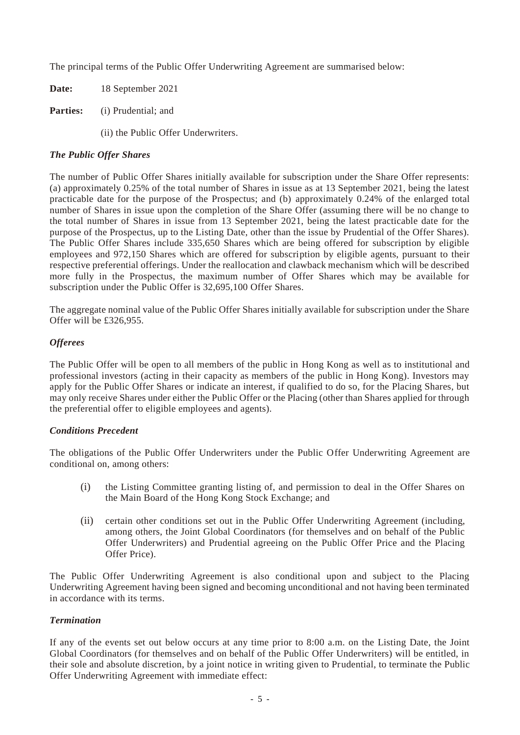The principal terms of the Public Offer Underwriting Agreement are summarised below:

**Date:** 18 September 2021

**Parties:** (i) Prudential; and

(ii) the Public Offer Underwriters.

***The Public Offer Shares***

The number of Public Offer Shares initially available for subscription under the Share Offer represents: (a) approximately 0.25% of the total number of Shares in issue as at 13 September 2021, being the latest practicable date for the purpose of the Prospectus; and (b) approximately 0.24% of the enlarged total number of Shares in issue upon the completion of the Share Offer (assuming there will be no change to the total number of Shares in issue from 13 September 2021, being the latest practicable date for the purpose of the Prospectus, up to the Listing Date, other than the issue by Prudential of the Offer Shares). The Public Offer Shares include 335,650 Shares which are being offered for subscription by eligible employees and 972,150 Shares which are offered for subscription by eligible agents, pursuant to their respective preferential offerings. Under the reallocation and clawback mechanism which will be described more fully in the Prospectus, the maximum number of Offer Shares which may be available for subscription under the Public Offer is 32,695,100 Offer Shares.

The aggregate nominal value of the Public Offer Shares initially available for subscription under the Share Offer will be £326,955.

***Offerees***

The Public Offer will be open to all members of the public in Hong Kong as well as to institutional and professional investors (acting in their capacity as members of the public in Hong Kong). Investors may apply for the Public Offer Shares or indicate an interest, if qualified to do so, for the Placing Shares, but may only receive Shares under either the Public Offer or the Placing (other than Shares applied for through the preferential offer to eligible employees and agents).

***Conditions Precedent***

The obligations of the Public Offer Underwriters under the Public Offer Underwriting Agreement are conditional on, among others:

(i) the Listing Committee granting listing of, and permission to deal in the Offer Shares on the Main Board of the Hong Kong Stock Exchange; and

(ii) certain other conditions set out in the Public Offer Underwriting Agreement (including, among others, the Joint Global Coordinators (for themselves and on behalf of the Public Offer Underwriters) and Prudential agreeing on the Public Offer Price and the Placing Offer Price).

The Public Offer Underwriting Agreement is also conditional upon and subject to the Placing Underwriting Agreement having been signed and becoming unconditional and not having been terminated in accordance with its terms.

***Termination***

If any of the events set out below occurs at any time prior to 8:00 a.m. on the Listing Date, the Joint Global Coordinators (for themselves and on behalf of the Public Offer Underwriters) will be entitled, in their sole and absolute discretion, by a joint notice in writing given to Prudential, to terminate the Public Offer Underwriting Agreement with immediate effect: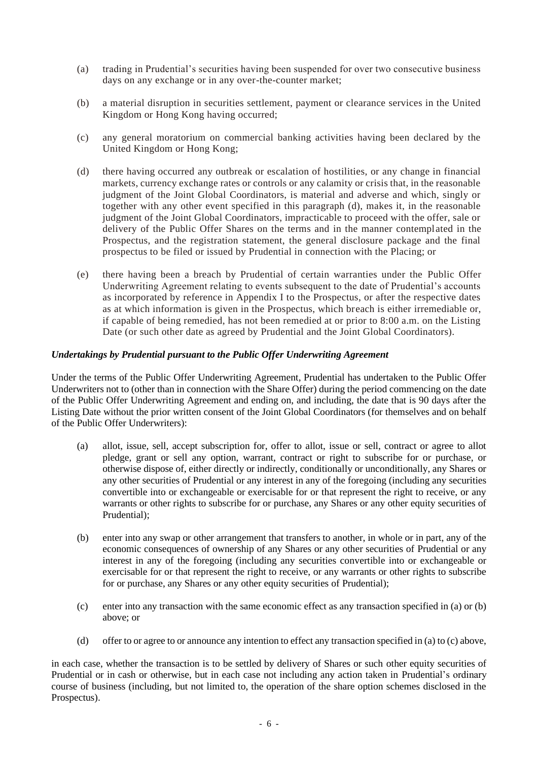(a) trading in Prudential's securities having been suspended for over two consecutive business days on any exchange or in any over-the-counter market;

(b) a material disruption in securities settlement, payment or clearance services in the United Kingdom or Hong Kong having occurred;

(c) any general moratorium on commercial banking activities having been declared by the United Kingdom or Hong Kong;

(d) there having occurred any outbreak or escalation of hostilities, or any change in financial markets, currency exchange rates or controls or any calamity or crisis that, in the reasonable judgment of the Joint Global Coordinators, is material and adverse and which, singly or together with any other event specified in this paragraph (d), makes it, in the reasonable judgment of the Joint Global Coordinators, impracticable to proceed with the offer, sale or delivery of the Public Offer Shares on the terms and in the manner contemplated in the Prospectus, and the registration statement, the general disclosure package and the final prospectus to be filed or issued by Prudential in connection with the Placing; or

(e) there having been a breach by Prudential of certain warranties under the Public Offer Underwriting Agreement relating to events subsequent to the date of Prudential's accounts as incorporated by reference in Appendix I to the Prospectus, or after the respective dates as at which information is given in the Prospectus, which breach is either irremediable or, if capable of being remedied, has not been remedied at or prior to 8:00 a.m. on the Listing Date (or such other date as agreed by Prudential and the Joint Global Coordinators).

***Undertakings by Prudential pursuant to the Public Offer Underwriting Agreement***

Under the terms of the Public Offer Underwriting Agreement, Prudential has undertaken to the Public Offer Underwriters not to (other than in connection with the Share Offer) during the period commencing on the date of the Public Offer Underwriting Agreement and ending on, and including, the date that is 90 days after the Listing Date without the prior written consent of the Joint Global Coordinators (for themselves and on behalf of the Public Offer Underwriters):

(a) allot, issue, sell, accept subscription for, offer to allot, issue or sell, contract or agree to allot pledge, grant or sell any option, warrant, contract or right to subscribe for or purchase, or otherwise dispose of, either directly or indirectly, conditionally or unconditionally, any Shares or any other securities of Prudential or any interest in any of the foregoing (including any securities convertible into or exchangeable or exercisable for or that represent the right to receive, or any warrants or other rights to subscribe for or purchase, any Shares or any other equity securities of Prudential);

(b) enter into any swap or other arrangement that transfers to another, in whole or in part, any of the economic consequences of ownership of any Shares or any other securities of Prudential or any interest in any of the foregoing (including any securities convertible into or exchangeable or exercisable for or that represent the right to receive, or any warrants or other rights to subscribe for or purchase, any Shares or any other equity securities of Prudential);

(c) enter into any transaction with the same economic effect as any transaction specified in (a) or (b) above; or

(d) offer to or agree to or announce any intention to effect any transaction specified in (a) to (c) above,

in each case, whether the transaction is to be settled by delivery of Shares or such other equity securities of Prudential or in cash or otherwise, but in each case not including any action taken in Prudential's ordinary course of business (including, but not limited to, the operation of the share option schemes disclosed in the Prospectus).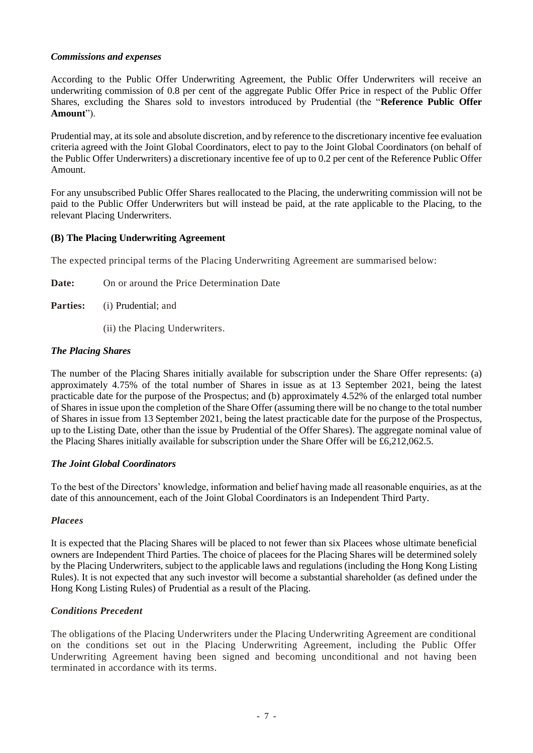*Commissions and expenses*

According to the Public Offer Underwriting Agreement, the Public Offer Underwriters will receive an underwriting commission of 0.8 per cent of the aggregate Public Offer Price in respect of the Public Offer Shares, excluding the Shares sold to investors introduced by Prudential (the "**Reference Public Offer Amount**").

Prudential may, at its sole and absolute discretion, and by reference to the discretionary incentive fee evaluation criteria agreed with the Joint Global Coordinators, elect to pay to the Joint Global Coordinators (on behalf of the Public Offer Underwriters) a discretionary incentive fee of up to 0.2 per cent of the Reference Public Offer Amount.

For any unsubscribed Public Offer Shares reallocated to the Placing, the underwriting commission will not be paid to the Public Offer Underwriters but will instead be paid, at the rate applicable to the Placing, to the relevant Placing Underwriters.

**(B) The Placing Underwriting Agreement**

The expected principal terms of the Placing Underwriting Agreement are summarised below:

**Date:** On or around the Price Determination Date

**Parties:** (i) Prudential; and

(ii) the Placing Underwriters.

*The Placing Shares*

The number of the Placing Shares initially available for subscription under the Share Offer represents: (a) approximately 4.75% of the total number of Shares in issue as at 13 September 2021, being the latest practicable date for the purpose of the Prospectus; and (b) approximately 4.52% of the enlarged total number of Shares in issue upon the completion of the Share Offer (assuming there will be no change to the total number of Shares in issue from 13 September 2021, being the latest practicable date for the purpose of the Prospectus, up to the Listing Date, other than the issue by Prudential of the Offer Shares). The aggregate nominal value of the Placing Shares initially available for subscription under the Share Offer will be £6,212,062.5.

*The Joint Global Coordinators*

To the best of the Directors' knowledge, information and belief having made all reasonable enquiries, as at the date of this announcement, each of the Joint Global Coordinators is an Independent Third Party.

*Placees*

It is expected that the Placing Shares will be placed to not fewer than six Placees whose ultimate beneficial owners are Independent Third Parties. The choice of placees for the Placing Shares will be determined solely by the Placing Underwriters, subject to the applicable laws and regulations (including the Hong Kong Listing Rules). It is not expected that any such investor will become a substantial shareholder (as defined under the Hong Kong Listing Rules) of Prudential as a result of the Placing.

*Conditions Precedent*

The obligations of the Placing Underwriters under the Placing Underwriting Agreement are conditional on the conditions set out in the Placing Underwriting Agreement, including the Public Offer Underwriting Agreement having been signed and becoming unconditional and not having been terminated in accordance with its terms.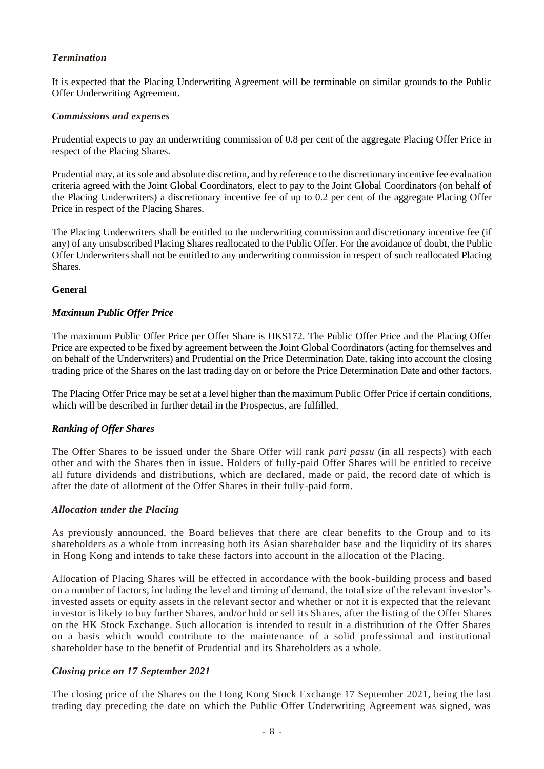*Termination*

It is expected that the Placing Underwriting Agreement will be terminable on similar grounds to the Public Offer Underwriting Agreement.

*Commissions and expenses*

Prudential expects to pay an underwriting commission of 0.8 per cent of the aggregate Placing Offer Price in respect of the Placing Shares.

Prudential may, at its sole and absolute discretion, and by reference to the discretionary incentive fee evaluation criteria agreed with the Joint Global Coordinators, elect to pay to the Joint Global Coordinators (on behalf of the Placing Underwriters) a discretionary incentive fee of up to 0.2 per cent of the aggregate Placing Offer Price in respect of the Placing Shares.

The Placing Underwriters shall be entitled to the underwriting commission and discretionary incentive fee (if any) of any unsubscribed Placing Shares reallocated to the Public Offer. For the avoidance of doubt, the Public Offer Underwriters shall not be entitled to any underwriting commission in respect of such reallocated Placing Shares.

**General**

*Maximum Public Offer Price*

The maximum Public Offer Price per Offer Share is HK$172. The Public Offer Price and the Placing Offer Price are expected to be fixed by agreement between the Joint Global Coordinators (acting for themselves and on behalf of the Underwriters) and Prudential on the Price Determination Date, taking into account the closing trading price of the Shares on the last trading day on or before the Price Determination Date and other factors.

The Placing Offer Price may be set at a level higher than the maximum Public Offer Price if certain conditions, which will be described in further detail in the Prospectus, are fulfilled.

*Ranking of Offer Shares*

The Offer Shares to be issued under the Share Offer will rank *pari passu* (in all respects) with each other and with the Shares then in issue. Holders of fully-paid Offer Shares will be entitled to receive all future dividends and distributions, which are declared, made or paid, the record date of which is after the date of allotment of the Offer Shares in their fully-paid form.

*Allocation under the Placing*

As previously announced, the Board believes that there are clear benefits to the Group and to its shareholders as a whole from increasing both its Asian shareholder base and the liquidity of its shares in Hong Kong and intends to take these factors into account in the allocation of the Placing.

Allocation of Placing Shares will be effected in accordance with the book-building process and based on a number of factors, including the level and timing of demand, the total size of the relevant investor's invested assets or equity assets in the relevant sector and whether or not it is expected that the relevant investor is likely to buy further Shares, and/or hold or sell its Shares, after the listing of the Offer Shares on the HK Stock Exchange. Such allocation is intended to result in a distribution of the Offer Shares on a basis which would contribute to the maintenance of a solid professional and institutional shareholder base to the benefit of Prudential and its Shareholders as a whole.

*Closing price on 17 September 2021*

The closing price of the Shares on the Hong Kong Stock Exchange 17 September 2021, being the last trading day preceding the date on which the Public Offer Underwriting Agreement was signed, was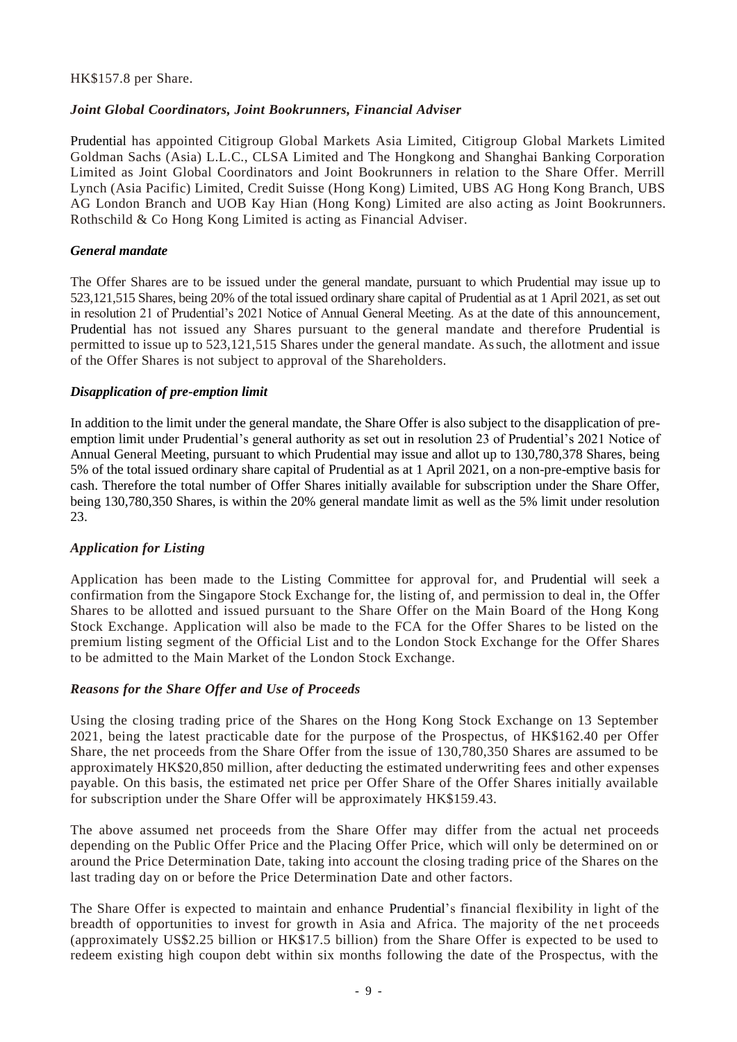HK$157.8 per Share.

### *Joint Global Coordinators, Joint Bookrunners, Financial Adviser*

Prudential has appointed Citigroup Global Markets Asia Limited, Citigroup Global Markets Limited Goldman Sachs (Asia) L.L.C., CLSA Limited and The Hongkong and Shanghai Banking Corporation Limited as Joint Global Coordinators and Joint Bookrunners in relation to the Share Offer. Merrill Lynch (Asia Pacific) Limited, Credit Suisse (Hong Kong) Limited, UBS AG Hong Kong Branch, UBS AG London Branch and UOB Kay Hian (Hong Kong) Limited are also acting as Joint Bookrunners. Rothschild & Co Hong Kong Limited is acting as Financial Adviser.

### *General mandate*

The Offer Shares are to be issued under the general mandate, pursuant to which Prudential may issue up to 523,121,515 Shares, being 20% of the total issued ordinary share capital of Prudential as at 1 April 2021, as set out in resolution 21 of Prudential's 2021 Notice of Annual General Meeting. As at the date of this announcement, Prudential has not issued any Shares pursuant to the general mandate and therefore Prudential is permitted to issue up to 523,121,515 Shares under the general mandate. As such, the allotment and issue of the Offer Shares is not subject to approval of the Shareholders.

### *Disapplication of pre-emption limit*

In addition to the limit under the general mandate, the Share Offer is also subject to the disapplication of pre-emption limit under Prudential's general authority as set out in resolution 23 of Prudential's 2021 Notice of Annual General Meeting, pursuant to which Prudential may issue and allot up to 130,780,378 Shares, being 5% of the total issued ordinary share capital of Prudential as at 1 April 2021, on a non-pre-emptive basis for cash. Therefore the total number of Offer Shares initially available for subscription under the Share Offer, being 130,780,350 Shares, is within the 20% general mandate limit as well as the 5% limit under resolution 23.

### *Application for Listing*

Application has been made to the Listing Committee for approval for, and Prudential will seek a confirmation from the Singapore Stock Exchange for, the listing of, and permission to deal in, the Offer Shares to be allotted and issued pursuant to the Share Offer on the Main Board of the Hong Kong Stock Exchange. Application will also be made to the FCA for the Offer Shares to be listed on the premium listing segment of the Official List and to the London Stock Exchange for the Offer Shares to be admitted to the Main Market of the London Stock Exchange.

### *Reasons for the Share Offer and Use of Proceeds*

Using the closing trading price of the Shares on the Hong Kong Stock Exchange on 13 September 2021, being the latest practicable date for the purpose of the Prospectus, of HK$162.40 per Offer Share, the net proceeds from the Share Offer from the issue of 130,780,350 Shares are assumed to be approximately HK$20,850 million, after deducting the estimated underwriting fees and other expenses payable. On this basis, the estimated net price per Offer Share of the Offer Shares initially available for subscription under the Share Offer will be approximately HK$159.43.

The above assumed net proceeds from the Share Offer may differ from the actual net proceeds depending on the Public Offer Price and the Placing Offer Price, which will only be determined on or around the Price Determination Date, taking into account the closing trading price of the Shares on the last trading day on or before the Price Determination Date and other factors.

The Share Offer is expected to maintain and enhance Prudential's financial flexibility in light of the breadth of opportunities to invest for growth in Asia and Africa. The majority of the net proceeds (approximately US$2.25 billion or HK$17.5 billion) from the Share Offer is expected to be used to redeem existing high coupon debt within six months following the date of the Prospectus, with the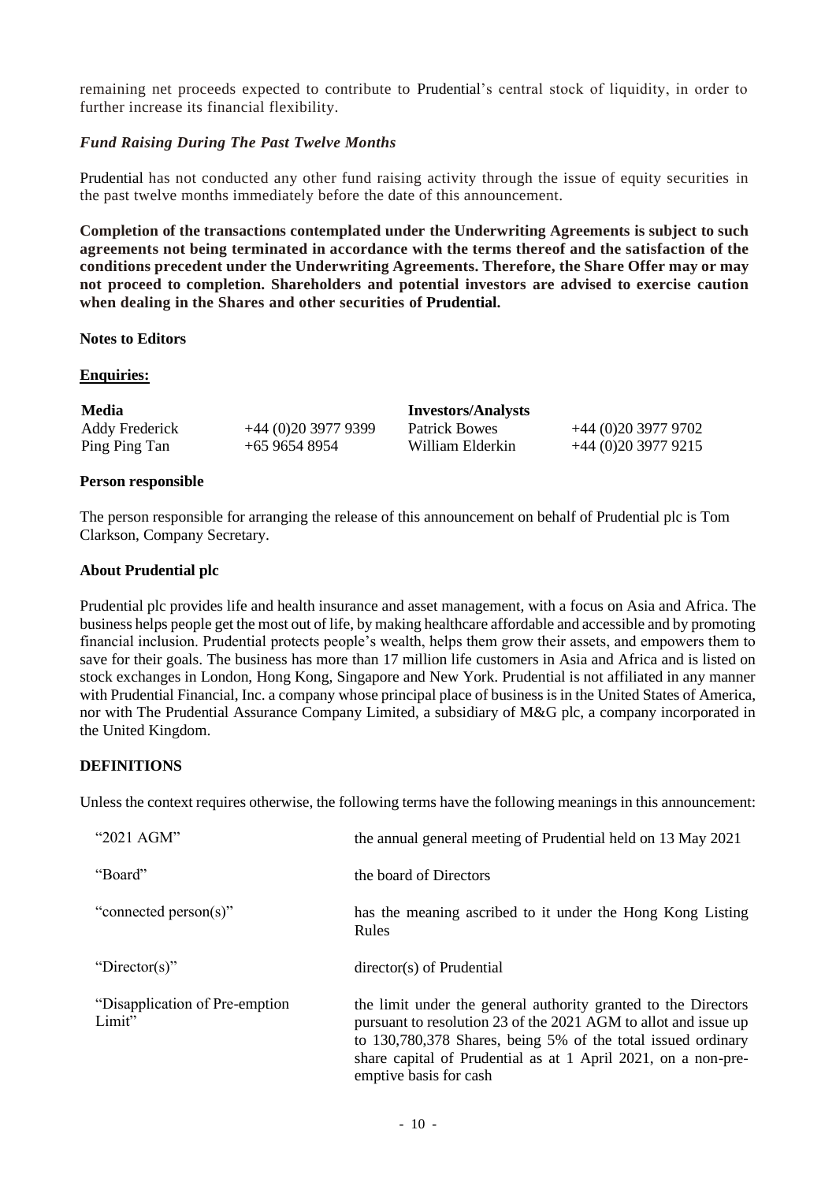remaining net proceeds expected to contribute to Prudential's central stock of liquidity, in order to further increase its financial flexibility.

### *Fund Raising During The Past Twelve Months*

Prudential has not conducted any other fund raising activity through the issue of equity securities in the past twelve months immediately before the date of this announcement.

**Completion of the transactions contemplated under the Underwriting Agreements is subject to such agreements not being terminated in accordance with the terms thereof and the satisfaction of the conditions precedent under the Underwriting Agreements. Therefore, the Share Offer may or may not proceed to completion. Shareholders and potential investors are advised to exercise caution when dealing in the Shares and other securities of Prudential.**

**Notes to Editors**

**Enquiries:**

| **Media** | | **Investors/Analysts** | |
|---|---|---|---|
| Addy Frederick | +44 (0)20 3977 9399 | Patrick Bowes | +44 (0)20 3977 9702 |
| Ping Ping Tan | +65 9654 8954 | William Elderkin | +44 (0)20 3977 9215 |

**Person responsible**

The person responsible for arranging the release of this announcement on behalf of Prudential plc is Tom Clarkson, Company Secretary.

**About Prudential plc**

Prudential plc provides life and health insurance and asset management, with a focus on Asia and Africa. The business helps people get the most out of life, by making healthcare affordable and accessible and by promoting financial inclusion. Prudential protects people's wealth, helps them grow their assets, and empowers them to save for their goals. The business has more than 17 million life customers in Asia and Africa and is listed on stock exchanges in London, Hong Kong, Singapore and New York. Prudential is not affiliated in any manner with Prudential Financial, Inc. a company whose principal place of business is in the United States of America, nor with The Prudential Assurance Company Limited, a subsidiary of M&G plc, a company incorporated in the United Kingdom.

**DEFINITIONS**

Unless the context requires otherwise, the following terms have the following meanings in this announcement:

| | |
|---|---|
| "2021 AGM" | the annual general meeting of Prudential held on 13 May 2021 |
| "Board" | the board of Directors |
| "connected person(s)" | has the meaning ascribed to it under the Hong Kong Listing Rules |
| "Director(s)" | director(s) of Prudential |
| "Disapplication of Pre-emption Limit" | the limit under the general authority granted to the Directors pursuant to resolution 23 of the 2021 AGM to allot and issue up to 130,780,378 Shares, being 5% of the total issued ordinary share capital of Prudential as at 1 April 2021, on a non-pre-emptive basis for cash |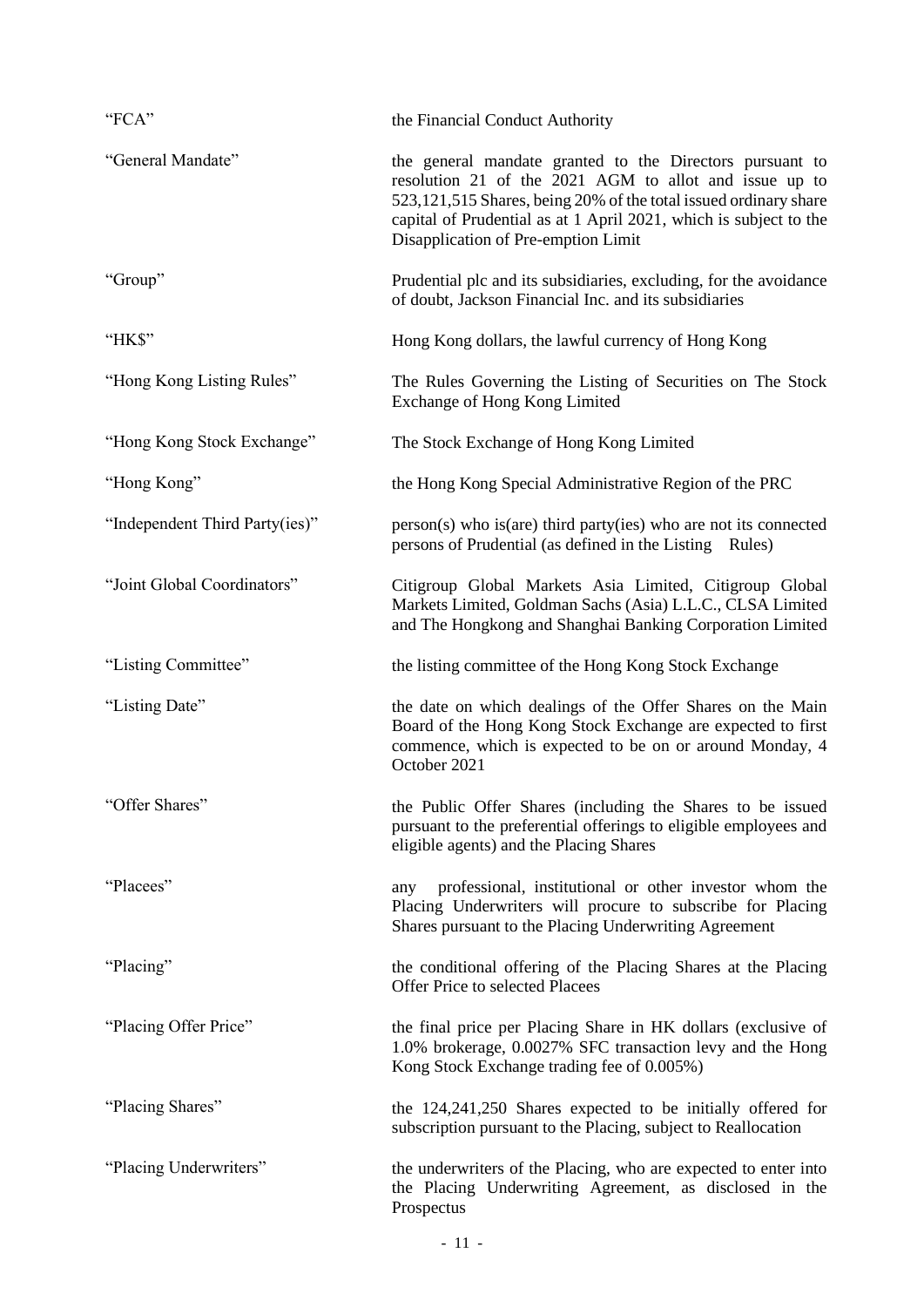| | |
|---|---|
| "FCA" | the Financial Conduct Authority |
| "General Mandate" | the general mandate granted to the Directors pursuant to resolution 21 of the 2021 AGM to allot and issue up to 523,121,515 Shares, being 20% of the total issued ordinary share capital of Prudential as at 1 April 2021, which is subject to the Disapplication of Pre-emption Limit |
| "Group" | Prudential plc and its subsidiaries, excluding, for the avoidance of doubt, Jackson Financial Inc. and its subsidiaries |
| "HK$" | Hong Kong dollars, the lawful currency of Hong Kong |
| "Hong Kong Listing Rules" | The Rules Governing the Listing of Securities on The Stock Exchange of Hong Kong Limited |
| "Hong Kong Stock Exchange" | The Stock Exchange of Hong Kong Limited |
| "Hong Kong" | the Hong Kong Special Administrative Region of the PRC |
| "Independent Third Party(ies)" | person(s) who is(are) third party(ies) who are not its connected persons of Prudential (as defined in the Listing Rules) |
| "Joint Global Coordinators" | Citigroup Global Markets Asia Limited, Citigroup Global Markets Limited, Goldman Sachs (Asia) L.L.C., CLSA Limited and The Hongkong and Shanghai Banking Corporation Limited |
| "Listing Committee" | the listing committee of the Hong Kong Stock Exchange |
| "Listing Date" | the date on which dealings of the Offer Shares on the Main Board of the Hong Kong Stock Exchange are expected to first commence, which is expected to be on or around Monday, 4 October 2021 |
| "Offer Shares" | the Public Offer Shares (including the Shares to be issued pursuant to the preferential offerings to eligible employees and eligible agents) and the Placing Shares |
| "Placees" | any professional, institutional or other investor whom the Placing Underwriters will procure to subscribe for Placing Shares pursuant to the Placing Underwriting Agreement |
| "Placing" | the conditional offering of the Placing Shares at the Placing Offer Price to selected Placees |
| "Placing Offer Price" | the final price per Placing Share in HK dollars (exclusive of 1.0% brokerage, 0.0027% SFC transaction levy and the Hong Kong Stock Exchange trading fee of 0.005%) |
| "Placing Shares" | the 124,241,250 Shares expected to be initially offered for subscription pursuant to the Placing, subject to Reallocation |
| "Placing Underwriters" | the underwriters of the Placing, who are expected to enter into the Placing Underwriting Agreement, as disclosed in the Prospectus |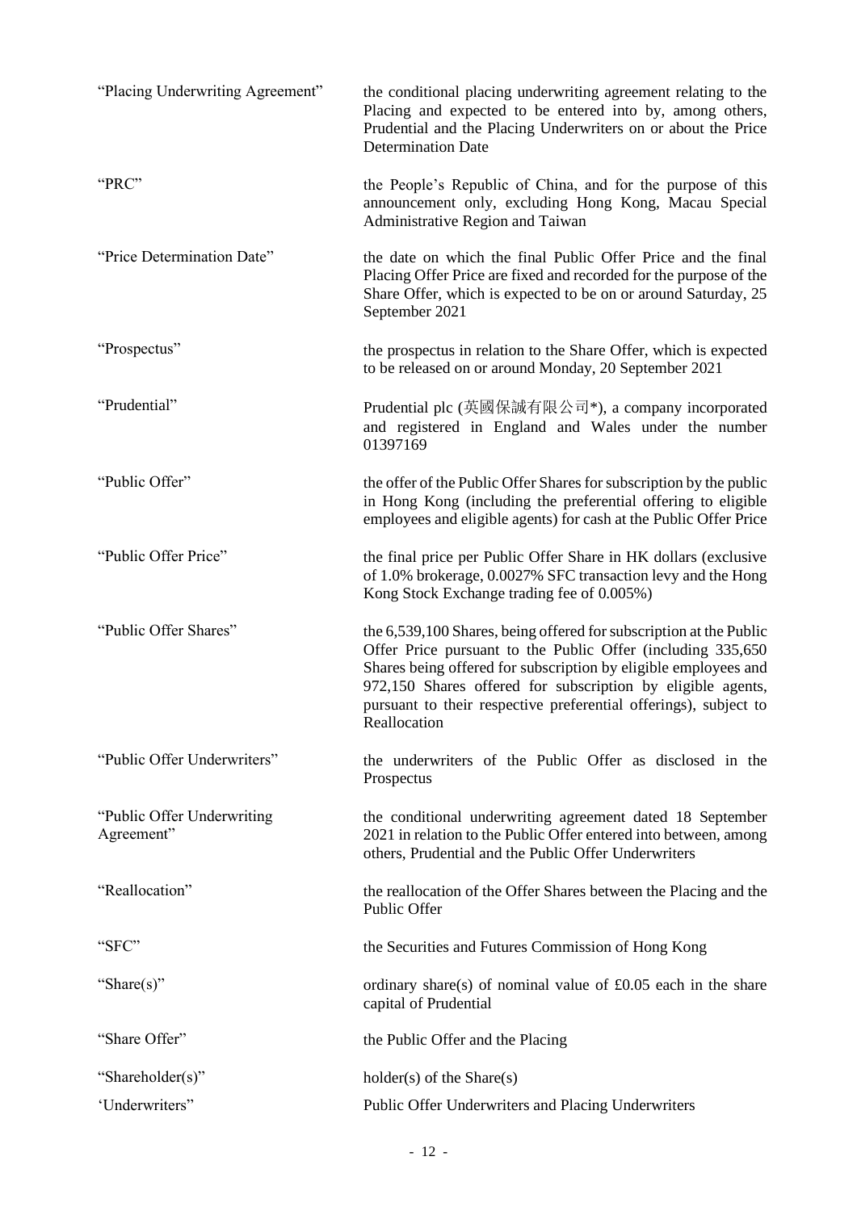| | |
|---|---|
| "Placing Underwriting Agreement" | the conditional placing underwriting agreement relating to the Placing and expected to be entered into by, among others, Prudential and the Placing Underwriters on or about the Price Determination Date |
| "PRC" | the People's Republic of China, and for the purpose of this announcement only, excluding Hong Kong, Macau Special Administrative Region and Taiwan |
| "Price Determination Date" | the date on which the final Public Offer Price and the final Placing Offer Price are fixed and recorded for the purpose of the Share Offer, which is expected to be on or around Saturday, 25 September 2021 |
| "Prospectus" | the prospectus in relation to the Share Offer, which is expected to be released on or around Monday, 20 September 2021 |
| "Prudential" | Prudential plc (英國保誠有限公司*), a company incorporated and registered in England and Wales under the number 01397169 |
| "Public Offer" | the offer of the Public Offer Shares for subscription by the public in Hong Kong (including the preferential offering to eligible employees and eligible agents) for cash at the Public Offer Price |
| "Public Offer Price" | the final price per Public Offer Share in HK dollars (exclusive of 1.0% brokerage, 0.0027% SFC transaction levy and the Hong Kong Stock Exchange trading fee of 0.005%) |
| "Public Offer Shares" | the 6,539,100 Shares, being offered for subscription at the Public Offer Price pursuant to the Public Offer (including 335,650 Shares being offered for subscription by eligible employees and 972,150 Shares offered for subscription by eligible agents, pursuant to their respective preferential offerings), subject to Reallocation |
| "Public Offer Underwriters" | the underwriters of the Public Offer as disclosed in the Prospectus |
| "Public Offer Underwriting Agreement" | the conditional underwriting agreement dated 18 September 2021 in relation to the Public Offer entered into between, among others, Prudential and the Public Offer Underwriters |
| "Reallocation" | the reallocation of the Offer Shares between the Placing and the Public Offer |
| "SFC" | the Securities and Futures Commission of Hong Kong |
| "Share(s)" | ordinary share(s) of nominal value of £0.05 each in the share capital of Prudential |
| "Share Offer" | the Public Offer and the Placing |
| "Shareholder(s)" | holder(s) of the Share(s) |
| 'Underwriters" | Public Offer Underwriters and Placing Underwriters |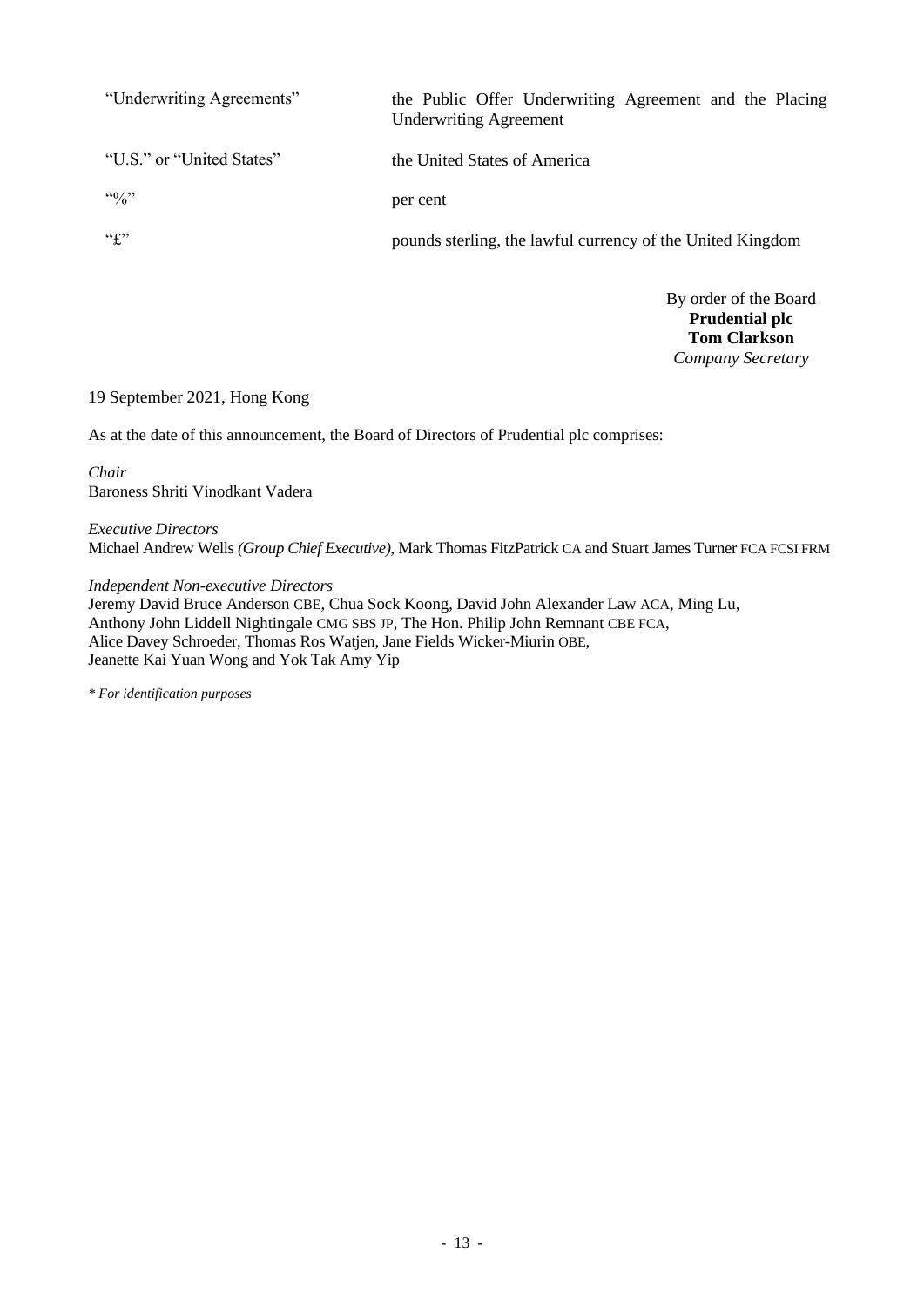| | |
|---|---|
| "Underwriting Agreements" | the Public Offer Underwriting Agreement and the Placing Underwriting Agreement |
| "U.S." or "United States" | the United States of America |
| "%" | per cent |
| "£" | pounds sterling, the lawful currency of the United Kingdom |

By order of the Board
**Prudential plc**
**Tom Clarkson**
*Company Secretary*

19 September 2021, Hong Kong

As at the date of this announcement, the Board of Directors of Prudential plc comprises:

*Chair*
Baroness Shriti Vinodkant Vadera

*Executive Directors*
Michael Andrew Wells *(Group Chief Executive)*, Mark Thomas FitzPatrick CA and Stuart James Turner FCA FCSI FRM

*Independent Non-executive Directors*
Jeremy David Bruce Anderson CBE, Chua Sock Koong, David John Alexander Law ACA, Ming Lu, Anthony John Liddell Nightingale CMG SBS JP, The Hon. Philip John Remnant CBE FCA, Alice Davey Schroeder, Thomas Ros Watjen, Jane Fields Wicker-Miurin OBE, Jeanette Kai Yuan Wong and Yok Tak Amy Yip

*\* For identification purposes*